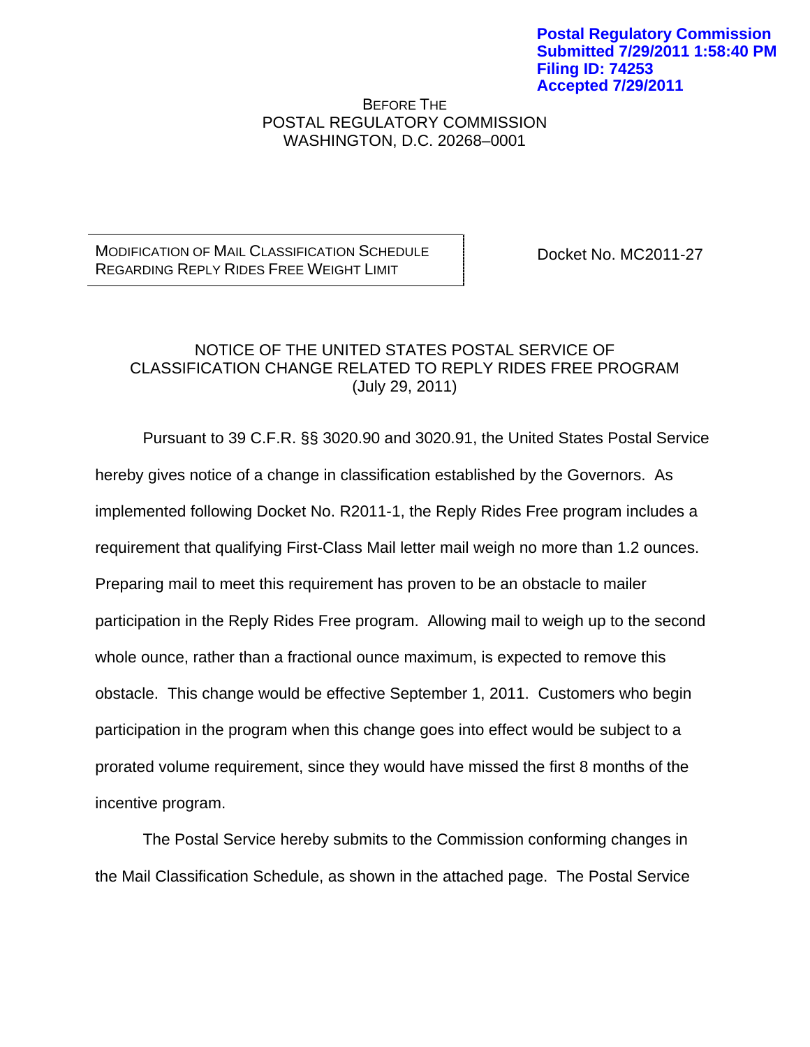**Postal Regulatory Commission**
**Submitted 7/29/2011 1:58:40 PM**
**Filing ID: 74253**
**Accepted 7/29/2011**

BEFORE THE
POSTAL REGULATORY COMMISSION
WASHINGTON, D.C. 20268–0001

MODIFICATION OF MAIL CLASSIFICATION SCHEDULE REGARDING REPLY RIDES FREE WEIGHT LIMIT

Docket No. MC2011-27

NOTICE OF THE UNITED STATES POSTAL SERVICE OF CLASSIFICATION CHANGE RELATED TO REPLY RIDES FREE PROGRAM
(July 29, 2011)

Pursuant to 39 C.F.R. §§ 3020.90 and 3020.91, the United States Postal Service hereby gives notice of a change in classification established by the Governors. As implemented following Docket No. R2011-1, the Reply Rides Free program includes a requirement that qualifying First-Class Mail letter mail weigh no more than 1.2 ounces. Preparing mail to meet this requirement has proven to be an obstacle to mailer participation in the Reply Rides Free program. Allowing mail to weigh up to the second whole ounce, rather than a fractional ounce maximum, is expected to remove this obstacle. This change would be effective September 1, 2011. Customers who begin participation in the program when this change goes into effect would be subject to a prorated volume requirement, since they would have missed the first 8 months of the incentive program.

The Postal Service hereby submits to the Commission conforming changes in the Mail Classification Schedule, as shown in the attached page. The Postal Service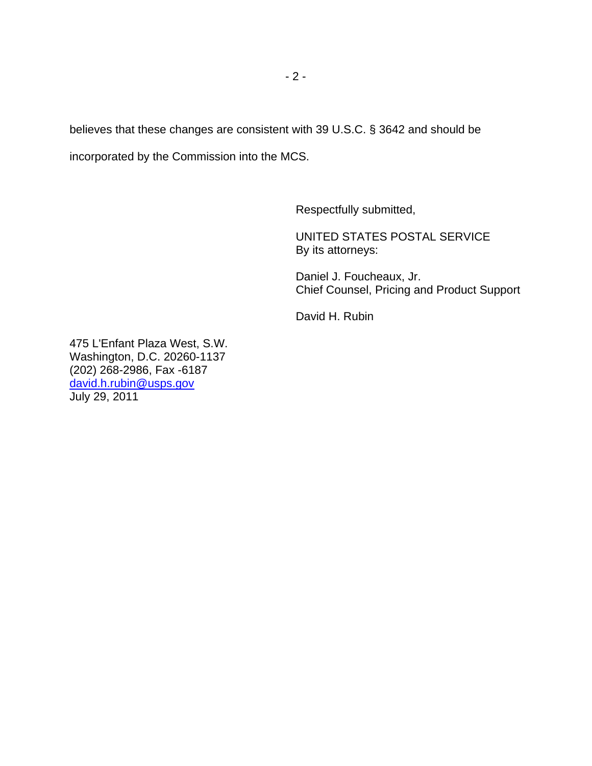believes that these changes are consistent with 39 U.S.C. § 3642 and should be incorporated by the Commission into the MCS.

Respectfully submitted,

UNITED STATES POSTAL SERVICE
By its attorneys:

Daniel J. Foucheaux, Jr.
Chief Counsel, Pricing and Product Support

David H. Rubin

475 L'Enfant Plaza West, S.W.
Washington, D.C. 20260-1137
(202) 268-2986, Fax -6187
david.h.rubin@usps.gov
July 29, 2011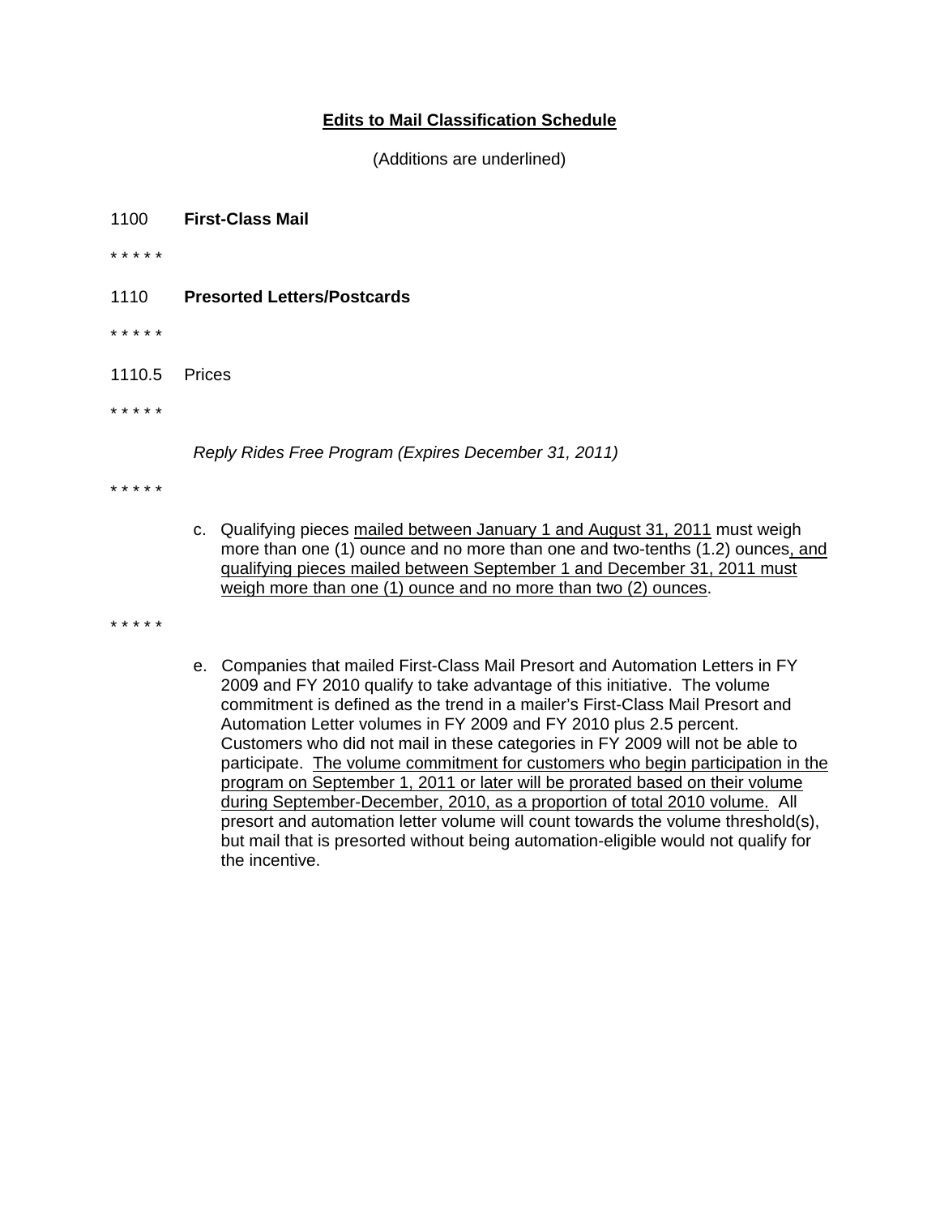## Edits to Mail Classification Schedule

(Additions are underlined)

1100 **First-Class Mail**

* * * * *

1110 **Presorted Letters/Postcards**

* * * * *

1110.5 Prices

* * * * *

*Reply Rides Free Program (Expires December 31, 2011)*

* * * * *

c. Qualifying pieces <u>mailed between January 1 and August 31, 2011</u> must weigh more than one (1) ounce and no more than one and two-tenths (1.2) ounces<u>, and qualifying pieces mailed between September 1 and December 31, 2011 must weigh more than one (1) ounce and no more than two (2) ounces</u>.

* * * * *

e. Companies that mailed First-Class Mail Presort and Automation Letters in FY 2009 and FY 2010 qualify to take advantage of this initiative. The volume commitment is defined as the trend in a mailer's First-Class Mail Presort and Automation Letter volumes in FY 2009 and FY 2010 plus 2.5 percent. Customers who did not mail in these categories in FY 2009 will not be able to participate. <u>The volume commitment for customers who begin participation in the program on September 1, 2011 or later will be prorated based on their volume during September-December, 2010, as a proportion of total 2010 volume.</u> All presort and automation letter volume will count towards the volume threshold(s), but mail that is presorted without being automation-eligible would not qualify for the incentive.